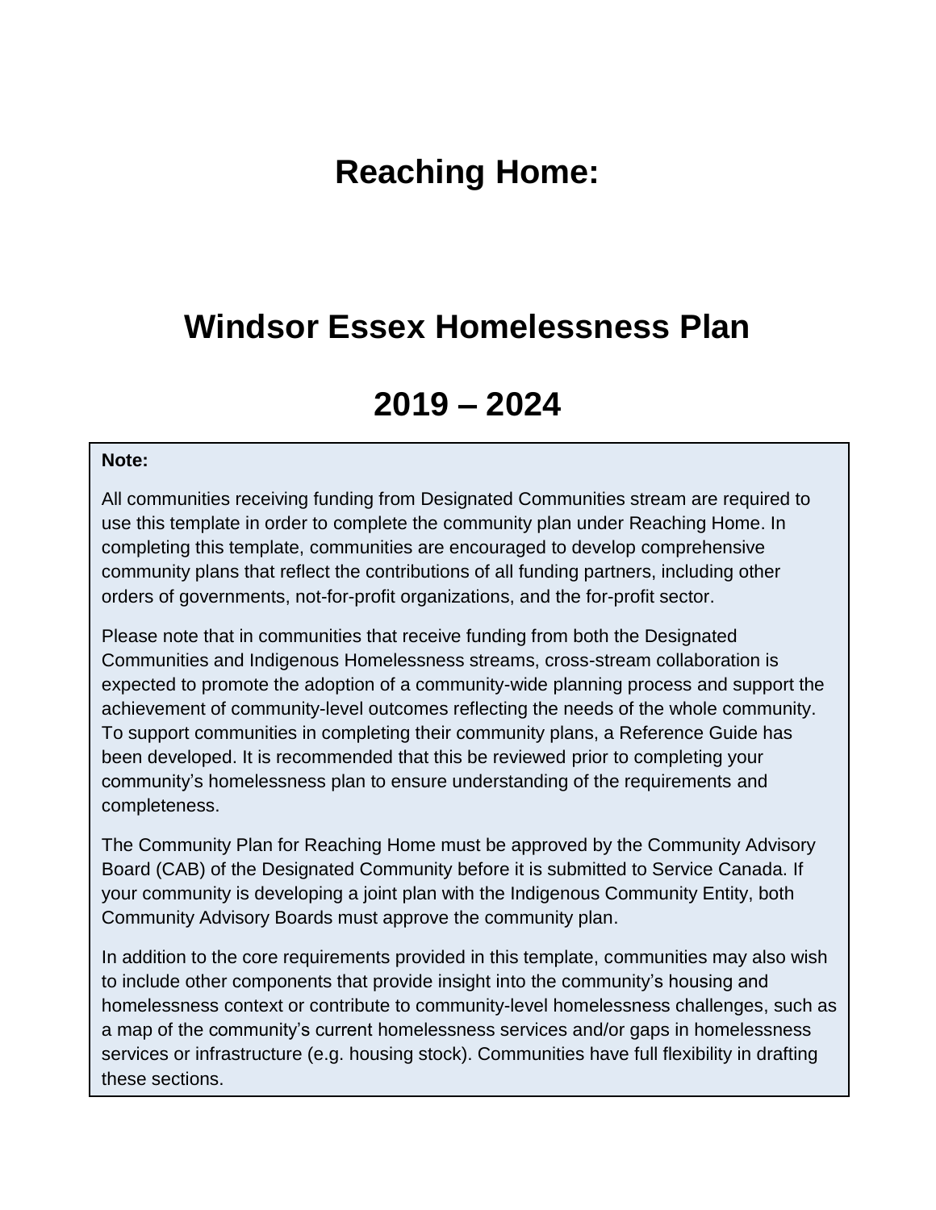# Reaching Home:

# Windsor Essex Homelessness Plan

# 2019 – 2024

**Note:**

All communities receiving funding from Designated Communities stream are required to use this template in order to complete the community plan under Reaching Home. In completing this template, communities are encouraged to develop comprehensive community plans that reflect the contributions of all funding partners, including other orders of governments, not-for-profit organizations, and the for-profit sector.

Please note that in communities that receive funding from both the Designated Communities and Indigenous Homelessness streams, cross-stream collaboration is expected to promote the adoption of a community-wide planning process and support the achievement of community-level outcomes reflecting the needs of the whole community. To support communities in completing their community plans, a Reference Guide has been developed. It is recommended that this be reviewed prior to completing your community's homelessness plan to ensure understanding of the requirements and completeness.

The Community Plan for Reaching Home must be approved by the Community Advisory Board (CAB) of the Designated Community before it is submitted to Service Canada. If your community is developing a joint plan with the Indigenous Community Entity, both Community Advisory Boards must approve the community plan.

In addition to the core requirements provided in this template, communities may also wish to include other components that provide insight into the community's housing and homelessness context or contribute to community-level homelessness challenges, such as a map of the community's current homelessness services and/or gaps in homelessness services or infrastructure (e.g. housing stock). Communities have full flexibility in drafting these sections.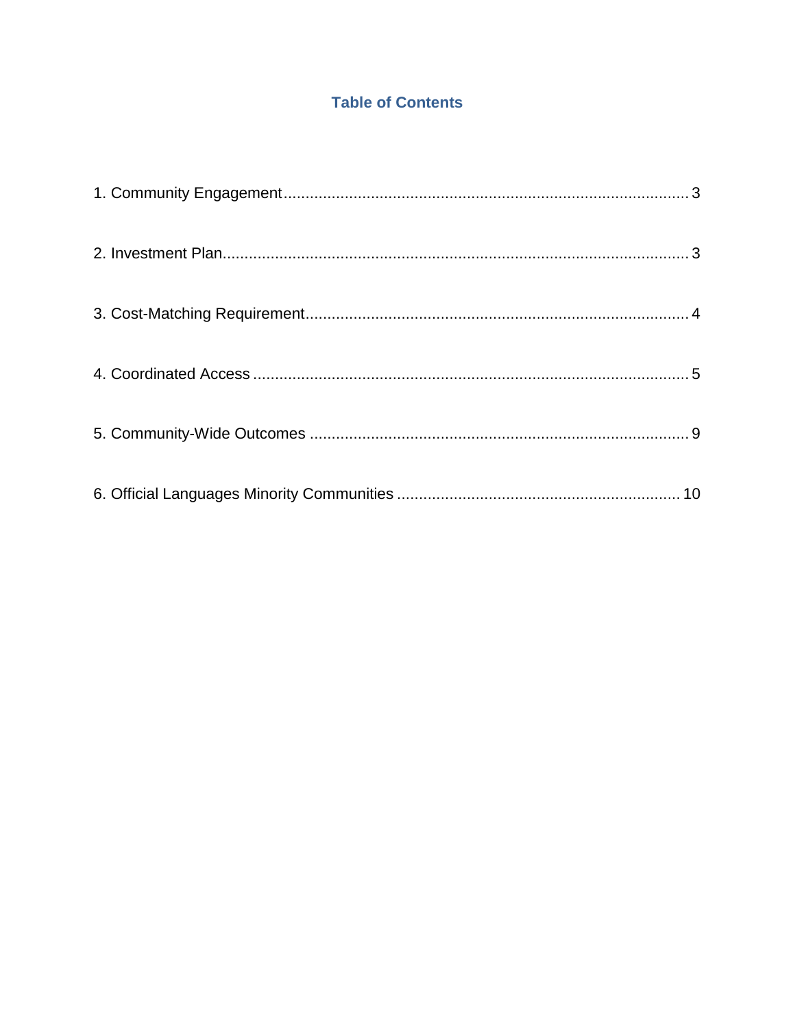## Table of Contents

1. Community Engagement ........................................................................................... 3

2. Investment Plan........................................................................................................ 3

3. Cost-Matching Requirement...................................................................................... 4

4. Coordinated Access .................................................................................................. 5

5. Community-Wide Outcomes ..................................................................................... 9

6. Official Languages Minority Communities ............................................................... 10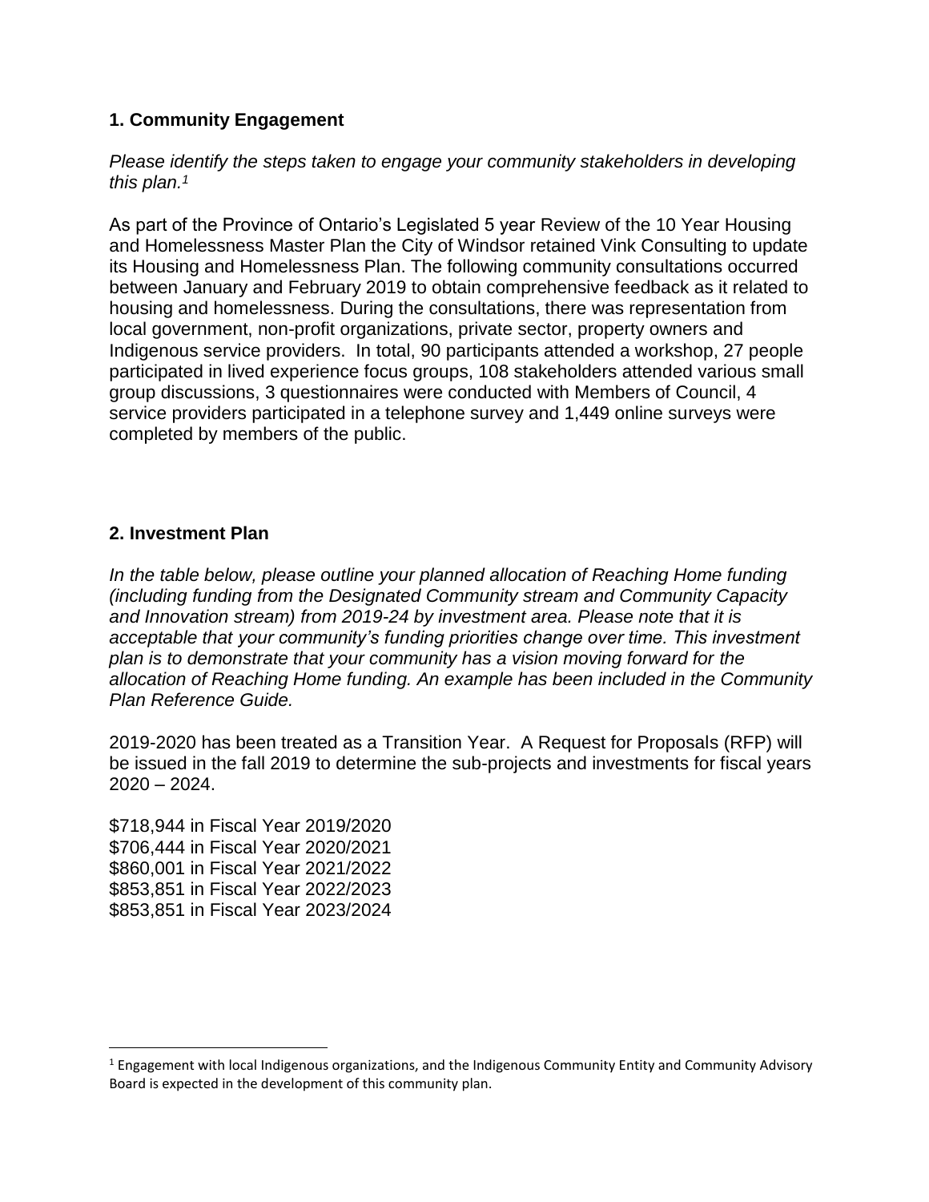## 1. Community Engagement

*Please identify the steps taken to engage your community stakeholders in developing this plan.[1]*

As part of the Province of Ontario's Legislated 5 year Review of the 10 Year Housing and Homelessness Master Plan the City of Windsor retained Vink Consulting to update its Housing and Homelessness Plan. The following community consultations occurred between January and February 2019 to obtain comprehensive feedback as it related to housing and homelessness. During the consultations, there was representation from local government, non-profit organizations, private sector, property owners and Indigenous service providers. In total, 90 participants attended a workshop, 27 people participated in lived experience focus groups, 108 stakeholders attended various small group discussions, 3 questionnaires were conducted with Members of Council, 4 service providers participated in a telephone survey and 1,449 online surveys were completed by members of the public.

## 2. Investment Plan

*In the table below, please outline your planned allocation of Reaching Home funding (including funding from the Designated Community stream and Community Capacity and Innovation stream) from 2019-24 by investment area. Please note that it is acceptable that your community's funding priorities change over time. This investment plan is to demonstrate that your community has a vision moving forward for the allocation of Reaching Home funding. An example has been included in the Community Plan Reference Guide.*

2019-2020 has been treated as a Transition Year. A Request for Proposals (RFP) will be issued in the fall 2019 to determine the sub-projects and investments for fiscal years 2020 – 2024.

$718,944 in Fiscal Year 2019/2020
$706,444 in Fiscal Year 2020/2021
$860,001 in Fiscal Year 2021/2022
$853,851 in Fiscal Year 2022/2023
$853,851 in Fiscal Year 2023/2024

---

[1] Engagement with local Indigenous organizations, and the Indigenous Community Entity and Community Advisory Board is expected in the development of this community plan.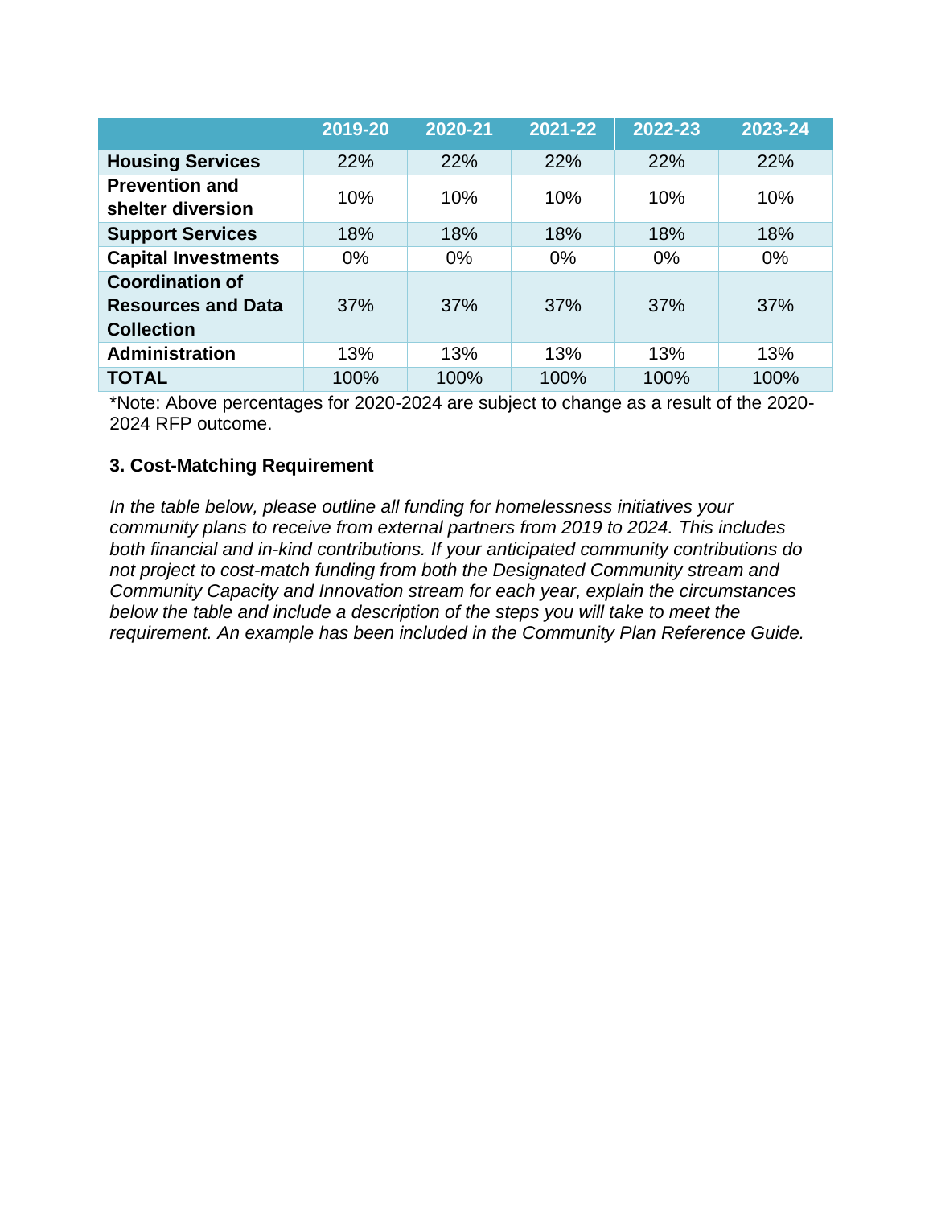| | 2019-20 | 2020-21 | 2021-22 | 2022-23 | 2023-24 |
|---|---|---|---|---|---|
| **Housing Services** | 22% | 22% | 22% | 22% | 22% |
| **Prevention and shelter diversion** | 10% | 10% | 10% | 10% | 10% |
| **Support Services** | 18% | 18% | 18% | 18% | 18% |
| **Capital Investments** | 0% | 0% | 0% | 0% | 0% |
| **Coordination of Resources and Data Collection** | 37% | 37% | 37% | 37% | 37% |
| **Administration** | 13% | 13% | 13% | 13% | 13% |
| **TOTAL** | 100% | 100% | 100% | 100% | 100% |

*Note: Above percentages for 2020-2024 are subject to change as a result of the 2020-2024 RFP outcome.

### 3. Cost-Matching Requirement

*In the table below, please outline all funding for homelessness initiatives your community plans to receive from external partners from 2019 to 2024. This includes both financial and in-kind contributions. If your anticipated community contributions do not project to cost-match funding from both the Designated Community stream and Community Capacity and Innovation stream for each year, explain the circumstances below the table and include a description of the steps you will take to meet the requirement. An example has been included in the Community Plan Reference Guide.*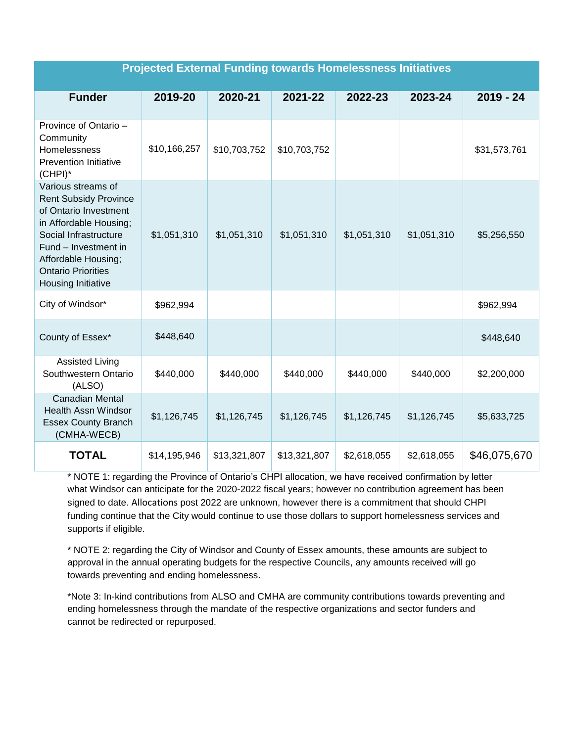| Projected External Funding towards Homelessness Initiatives | | | | | | |
|---|---|---|---|---|---|---|
| **Funder** | **2019-20** | **2020-21** | **2021-22** | **2022-23** | **2023-24** | **2019 - 24** |
| Province of Ontario – Community Homelessness Prevention Initiative (CHPI)* | $10,166,257 | $10,703,752 | $10,703,752 | | | $31,573,761 |
| Various streams of Rent Subsidy Province of Ontario Investment in Affordable Housing; Social Infrastructure Fund – Investment in Affordable Housing; Ontario Priorities Housing Initiative | $1,051,310 | $1,051,310 | $1,051,310 | $1,051,310 | $1,051,310 | $5,256,550 |
| City of Windsor* | $962,994 | | | | | $962,994 |
| County of Essex* | $448,640 | | | | | $448,640 |
| Assisted Living Southwestern Ontario (ALSO) | $440,000 | $440,000 | $440,000 | $440,000 | $440,000 | $2,200,000 |
| Canadian Mental Health Assn Windsor Essex County Branch (CMHA-WECB) | $1,126,745 | $1,126,745 | $1,126,745 | $1,126,745 | $1,126,745 | $5,633,725 |
| **TOTAL** | $14,195,946 | $13,321,807 | $13,321,807 | $2,618,055 | $2,618,055 | $46,075,670 |

* NOTE 1: regarding the Province of Ontario's CHPI allocation, we have received confirmation by letter what Windsor can anticipate for the 2020-2022 fiscal years; however no contribution agreement has been signed to date. Allocations post 2022 are unknown, however there is a commitment that should CHPI funding continue that the City would continue to use those dollars to support homelessness services and supports if eligible.

* NOTE 2: regarding the City of Windsor and County of Essex amounts, these amounts are subject to approval in the annual operating budgets for the respective Councils, any amounts received will go towards preventing and ending homelessness.

*Note 3: In-kind contributions from ALSO and CMHA are community contributions towards preventing and ending homelessness through the mandate of the respective organizations and sector funders and cannot be redirected or repurposed.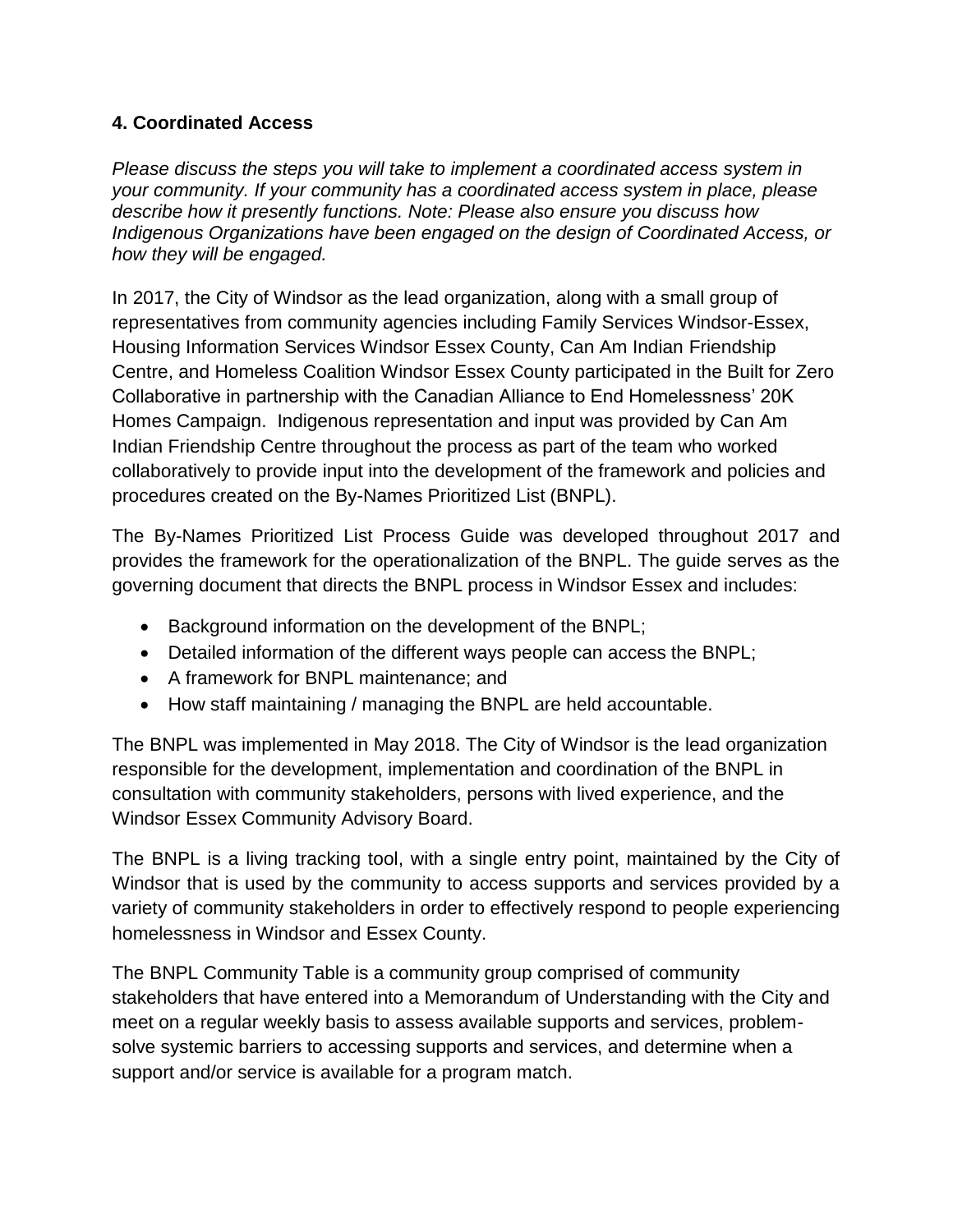## 4. Coordinated Access

*Please discuss the steps you will take to implement a coordinated access system in your community. If your community has a coordinated access system in place, please describe how it presently functions. Note: Please also ensure you discuss how Indigenous Organizations have been engaged on the design of Coordinated Access, or how they will be engaged.*

In 2017, the City of Windsor as the lead organization, along with a small group of representatives from community agencies including Family Services Windsor-Essex, Housing Information Services Windsor Essex County, Can Am Indian Friendship Centre, and Homeless Coalition Windsor Essex County participated in the Built for Zero Collaborative in partnership with the Canadian Alliance to End Homelessness' 20K Homes Campaign. Indigenous representation and input was provided by Can Am Indian Friendship Centre throughout the process as part of the team who worked collaboratively to provide input into the development of the framework and policies and procedures created on the By-Names Prioritized List (BNPL).

The By-Names Prioritized List Process Guide was developed throughout 2017 and provides the framework for the operationalization of the BNPL. The guide serves as the governing document that directs the BNPL process in Windsor Essex and includes:

- Background information on the development of the BNPL;
- Detailed information of the different ways people can access the BNPL;
- A framework for BNPL maintenance; and
- How staff maintaining / managing the BNPL are held accountable.

The BNPL was implemented in May 2018. The City of Windsor is the lead organization responsible for the development, implementation and coordination of the BNPL in consultation with community stakeholders, persons with lived experience, and the Windsor Essex Community Advisory Board.

The BNPL is a living tracking tool, with a single entry point, maintained by the City of Windsor that is used by the community to access supports and services provided by a variety of community stakeholders in order to effectively respond to people experiencing homelessness in Windsor and Essex County.

The BNPL Community Table is a community group comprised of community stakeholders that have entered into a Memorandum of Understanding with the City and meet on a regular weekly basis to assess available supports and services, problem-solve systemic barriers to accessing supports and services, and determine when a support and/or service is available for a program match.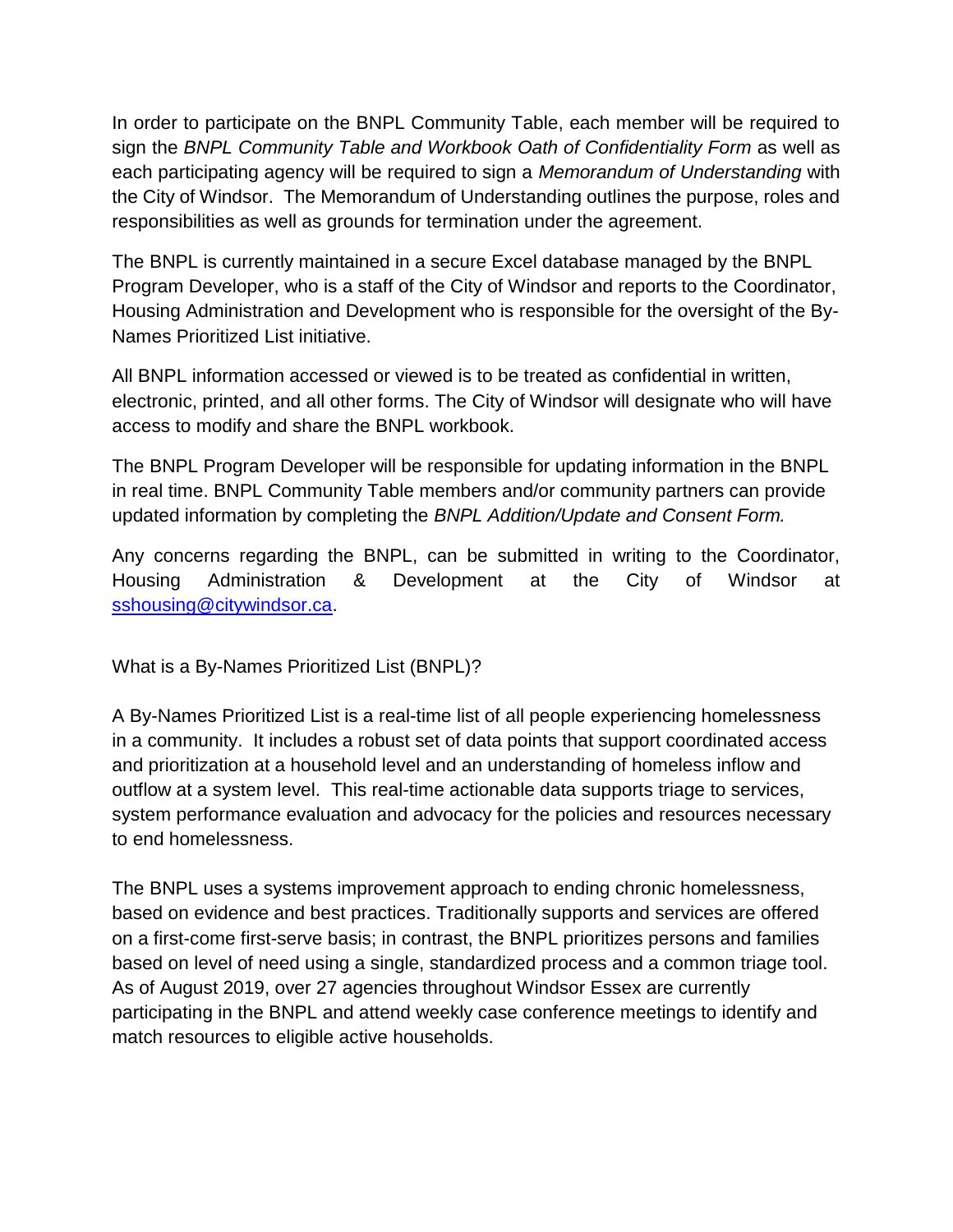In order to participate on the BNPL Community Table, each member will be required to sign the *BNPL Community Table and Workbook Oath of Confidentiality Form* as well as each participating agency will be required to sign a *Memorandum of Understanding* with the City of Windsor. The Memorandum of Understanding outlines the purpose, roles and responsibilities as well as grounds for termination under the agreement.

The BNPL is currently maintained in a secure Excel database managed by the BNPL Program Developer, who is a staff of the City of Windsor and reports to the Coordinator, Housing Administration and Development who is responsible for the oversight of the By-Names Prioritized List initiative.

All BNPL information accessed or viewed is to be treated as confidential in written, electronic, printed, and all other forms. The City of Windsor will designate who will have access to modify and share the BNPL workbook.

The BNPL Program Developer will be responsible for updating information in the BNPL in real time. BNPL Community Table members and/or community partners can provide updated information by completing the *BNPL Addition/Update and Consent Form.*

Any concerns regarding the BNPL, can be submitted in writing to the Coordinator, Housing Administration & Development at the City of Windsor at sshousing@citywindsor.ca.

What is a By-Names Prioritized List (BNPL)?

A By-Names Prioritized List is a real-time list of all people experiencing homelessness in a community. It includes a robust set of data points that support coordinated access and prioritization at a household level and an understanding of homeless inflow and outflow at a system level. This real-time actionable data supports triage to services, system performance evaluation and advocacy for the policies and resources necessary to end homelessness.

The BNPL uses a systems improvement approach to ending chronic homelessness, based on evidence and best practices. Traditionally supports and services are offered on a first-come first-serve basis; in contrast, the BNPL prioritizes persons and families based on level of need using a single, standardized process and a common triage tool. As of August 2019, over 27 agencies throughout Windsor Essex are currently participating in the BNPL and attend weekly case conference meetings to identify and match resources to eligible active households.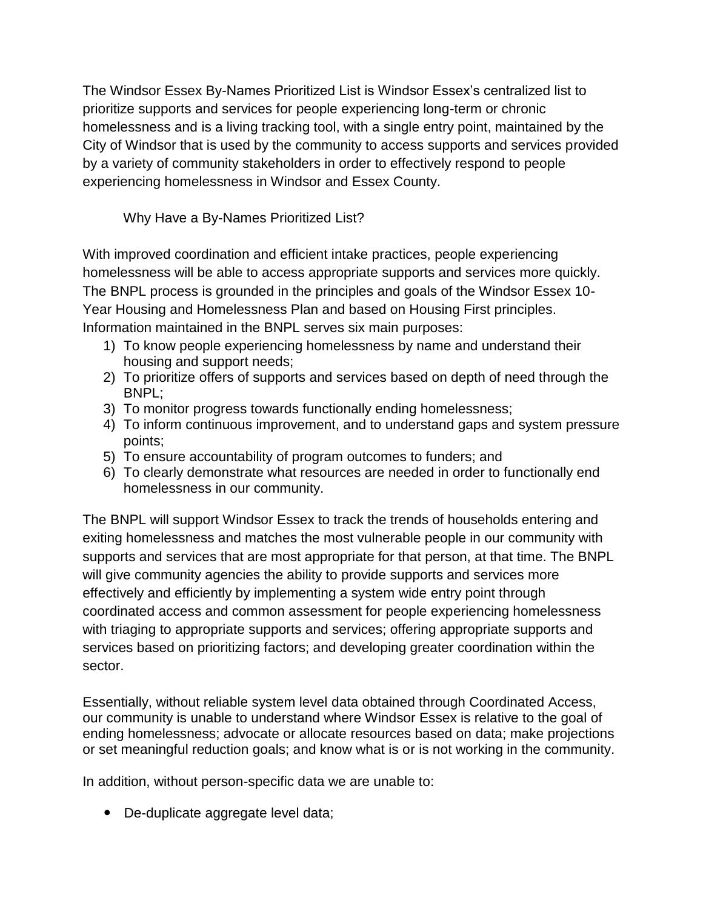The Windsor Essex By-Names Prioritized List is Windsor Essex's centralized list to prioritize supports and services for people experiencing long-term or chronic homelessness and is a living tracking tool, with a single entry point, maintained by the City of Windsor that is used by the community to access supports and services provided by a variety of community stakeholders in order to effectively respond to people experiencing homelessness in Windsor and Essex County.

## Why Have a By-Names Prioritized List?

With improved coordination and efficient intake practices, people experiencing homelessness will be able to access appropriate supports and services more quickly. The BNPL process is grounded in the principles and goals of the Windsor Essex 10-Year Housing and Homelessness Plan and based on Housing First principles. Information maintained in the BNPL serves six main purposes:

1) To know people experiencing homelessness by name and understand their housing and support needs;
2) To prioritize offers of supports and services based on depth of need through the BNPL;
3) To monitor progress towards functionally ending homelessness;
4) To inform continuous improvement, and to understand gaps and system pressure points;
5) To ensure accountability of program outcomes to funders; and
6) To clearly demonstrate what resources are needed in order to functionally end homelessness in our community.

The BNPL will support Windsor Essex to track the trends of households entering and exiting homelessness and matches the most vulnerable people in our community with supports and services that are most appropriate for that person, at that time. The BNPL will give community agencies the ability to provide supports and services more effectively and efficiently by implementing a system wide entry point through coordinated access and common assessment for people experiencing homelessness with triaging to appropriate supports and services; offering appropriate supports and services based on prioritizing factors; and developing greater coordination within the sector.

Essentially, without reliable system level data obtained through Coordinated Access, our community is unable to understand where Windsor Essex is relative to the goal of ending homelessness; advocate or allocate resources based on data; make projections or set meaningful reduction goals; and know what is or is not working in the community.

In addition, without person-specific data we are unable to:

- De-duplicate aggregate level data;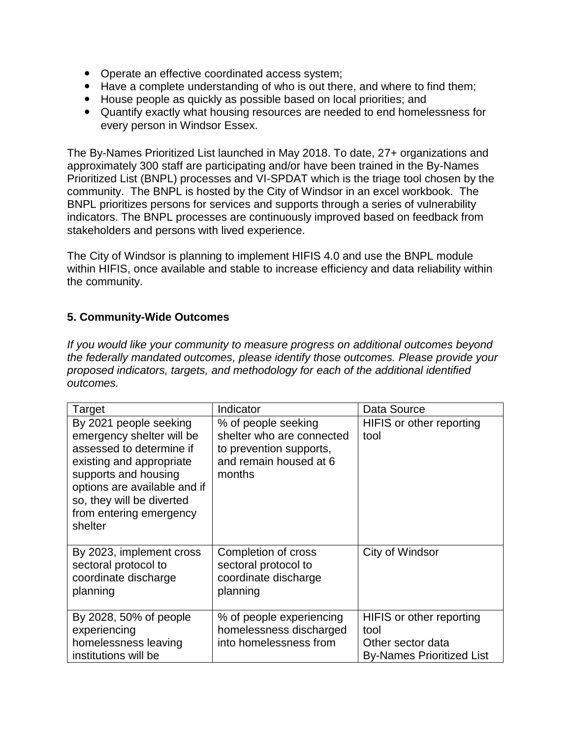- Operate an effective coordinated access system;
- Have a complete understanding of who is out there, and where to find them;
- House people as quickly as possible based on local priorities; and
- Quantify exactly what housing resources are needed to end homelessness for every person in Windsor Essex.

The By-Names Prioritized List launched in May 2018. To date, 27+ organizations and approximately 300 staff are participating and/or have been trained in the By-Names Prioritized List (BNPL) processes and VI-SPDAT which is the triage tool chosen by the community. The BNPL is hosted by the City of Windsor in an excel workbook. The BNPL prioritizes persons for services and supports through a series of vulnerability indicators. The BNPL processes are continuously improved based on feedback from stakeholders and persons with lived experience.

The City of Windsor is planning to implement HIFIS 4.0 and use the BNPL module within HIFIS, once available and stable to increase efficiency and data reliability within the community.

### 5. Community-Wide Outcomes

*If you would like your community to measure progress on additional outcomes beyond the federally mandated outcomes, please identify those outcomes. Please provide your proposed indicators, targets, and methodology for each of the additional identified outcomes.*

| Target | Indicator | Data Source |
|---|---|---|
| By 2021 people seeking emergency shelter will be assessed to determine if existing and appropriate supports and housing options are available and if so, they will be diverted from entering emergency shelter | % of people seeking shelter who are connected to prevention supports, and remain housed at 6 months | HIFIS or other reporting tool |
| By 2023, implement cross sectoral protocol to coordinate discharge planning | Completion of cross sectoral protocol to coordinate discharge planning | City of Windsor |
| By 2028, 50% of people experiencing homelessness leaving institutions will be | % of people experiencing homelessness discharged into homelessness from | HIFIS or other reporting tool<br>Other sector data<br>By-Names Prioritized List |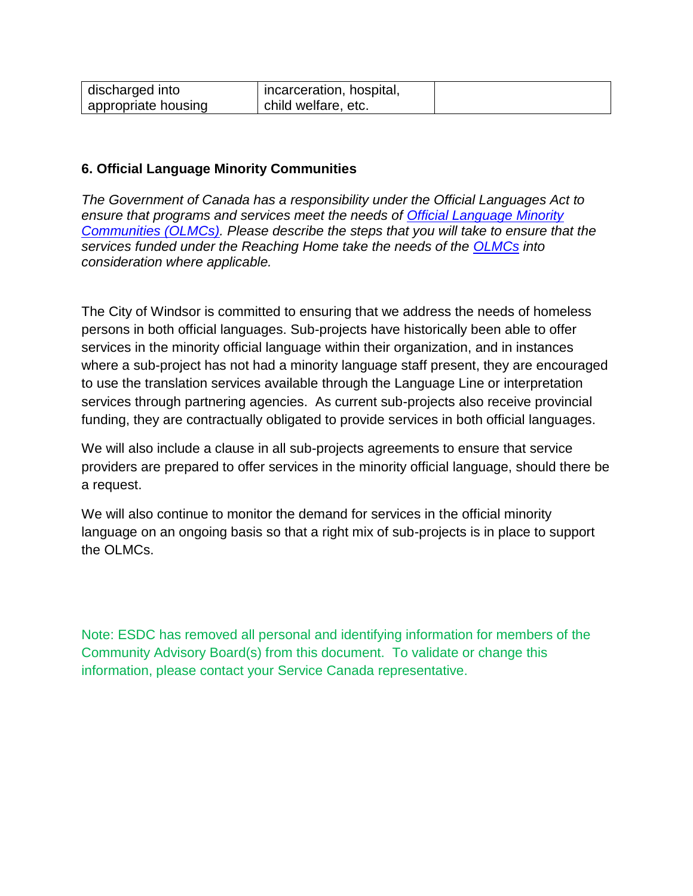| | | |
|---|---|---|
| discharged into appropriate housing | incarceration, hospital, child welfare, etc. | |

**6. Official Language Minority Communities**

*The Government of Canada has a responsibility under the Official Languages Act to ensure that programs and services meet the needs of [Official Language Minority Communities (OLMCs)](). Please describe the steps that you will take to ensure that the services funded under the Reaching Home take the needs of the [OLMCs]() into consideration where applicable.*

The City of Windsor is committed to ensuring that we address the needs of homeless persons in both official languages. Sub-projects have historically been able to offer services in the minority official language within their organization, and in instances where a sub-project has not had a minority language staff present, they are encouraged to use the translation services available through the Language Line or interpretation services through partnering agencies. As current sub-projects also receive provincial funding, they are contractually obligated to provide services in both official languages.

We will also include a clause in all sub-projects agreements to ensure that service providers are prepared to offer services in the minority official language, should there be a request.

We will also continue to monitor the demand for services in the official minority language on an ongoing basis so that a right mix of sub-projects is in place to support the OLMCs.

Note: ESDC has removed all personal and identifying information for members of the Community Advisory Board(s) from this document. To validate or change this information, please contact your Service Canada representative.